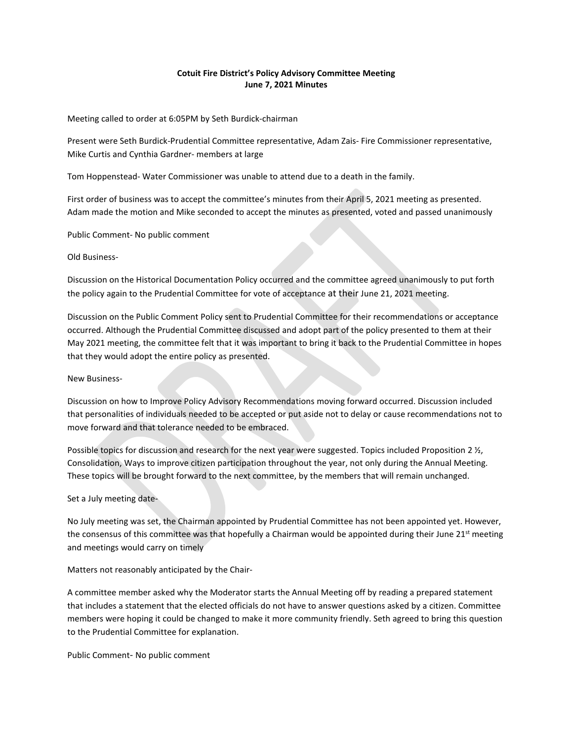**Cotuit Fire District's Policy Advisory Committee Meeting**
**June 7, 2021 Minutes**

Meeting called to order at 6:05PM by Seth Burdick-chairman

Present were Seth Burdick-Prudential Committee representative, Adam Zais- Fire Commissioner representative, Mike Curtis and Cynthia Gardner- members at large

Tom Hoppenstead- Water Commissioner was unable to attend due to a death in the family.

First order of business was to accept the committee's minutes from their April 5, 2021 meeting as presented. Adam made the motion and Mike seconded to accept the minutes as presented, voted and passed unanimously

Public Comment- No public comment

Old Business-

Discussion on the Historical Documentation Policy occurred and the committee agreed unanimously to put forth the policy again to the Prudential Committee for vote of acceptance at their June 21, 2021 meeting.

Discussion on the Public Comment Policy sent to Prudential Committee for their recommendations or acceptance occurred. Although the Prudential Committee discussed and adopt part of the policy presented to them at their May 2021 meeting, the committee felt that it was important to bring it back to the Prudential Committee in hopes that they would adopt the entire policy as presented.

New Business-

Discussion on how to Improve Policy Advisory Recommendations moving forward occurred. Discussion included that personalities of individuals needed to be accepted or put aside not to delay or cause recommendations not to move forward and that tolerance needed to be embraced.

Possible topics for discussion and research for the next year were suggested. Topics included Proposition 2 ½, Consolidation, Ways to improve citizen participation throughout the year, not only during the Annual Meeting. These topics will be brought forward to the next committee, by the members that will remain unchanged.

Set a July meeting date-

No July meeting was set, the Chairman appointed by Prudential Committee has not been appointed yet. However, the consensus of this committee was that hopefully a Chairman would be appointed during their June 21st meeting and meetings would carry on timely

Matters not reasonably anticipated by the Chair-

A committee member asked why the Moderator starts the Annual Meeting off by reading a prepared statement that includes a statement that the elected officials do not have to answer questions asked by a citizen. Committee members were hoping it could be changed to make it more community friendly. Seth agreed to bring this question to the Prudential Committee for explanation.

Public Comment- No public comment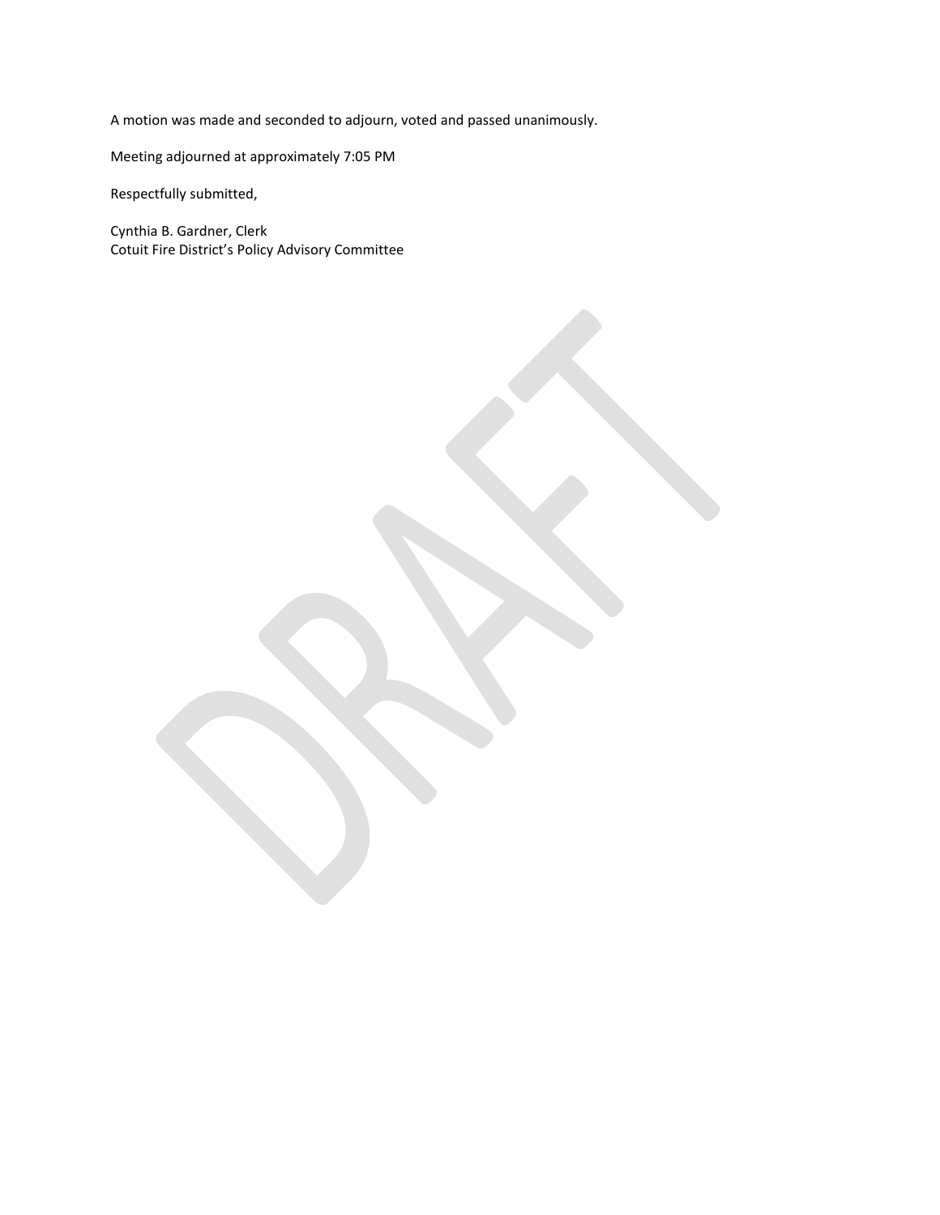A motion was made and seconded to adjourn, voted and passed unanimously.

Meeting adjourned at approximately 7:05 PM

Respectfully submitted,

Cynthia B. Gardner, Clerk
Cotuit Fire District's Policy Advisory Committee

DRAFT